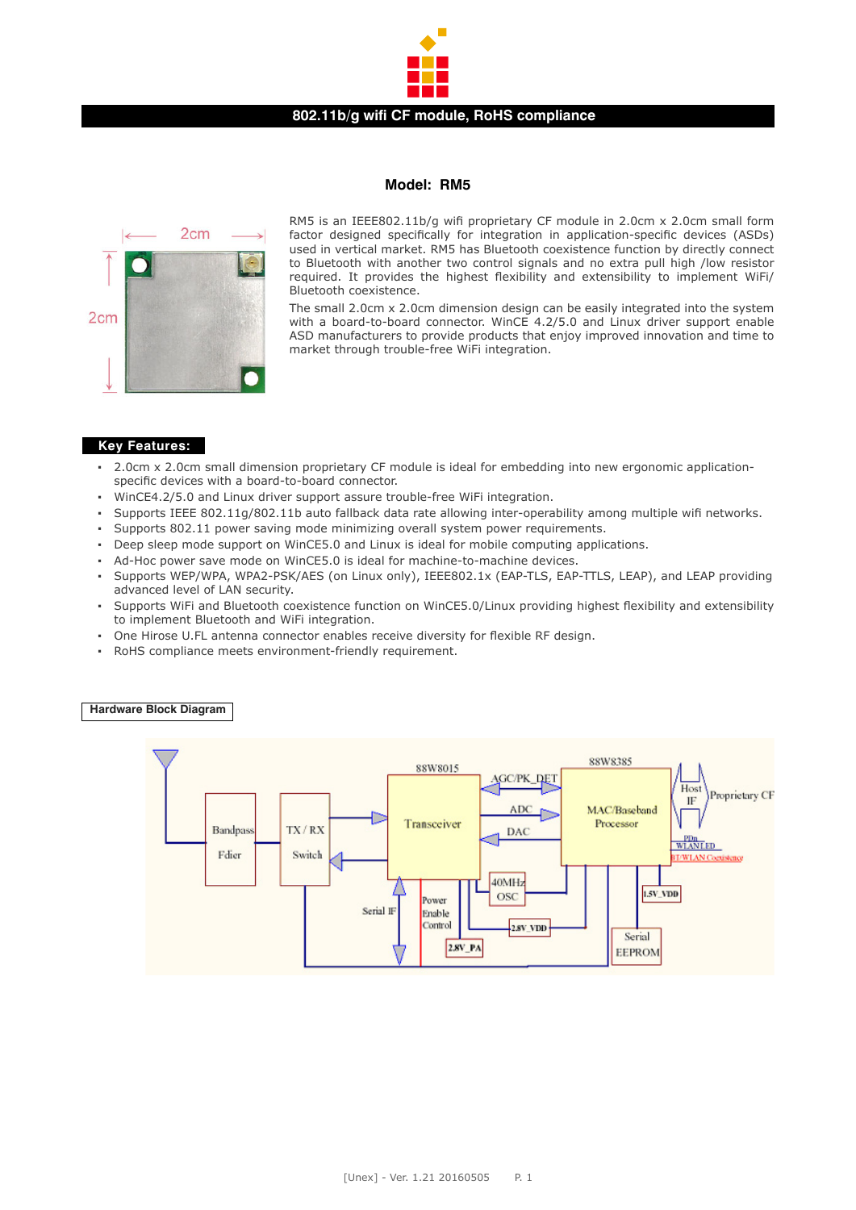# 802.11b/g wifi CF module, RoHS compliance

## Model: RM5

RM5 is an IEEE802.11b/g wifi proprietary CF module in 2.0cm x 2.0cm small form factor designed specifically for integration in application-specific devices (ASDs) used in vertical market. RM5 has Bluetooth coexistence function by directly connect to Bluetooth with another two control signals and no extra pull high /low resistor required. It provides the highest flexibility and extensibility to implement WiFi/ Bluetooth coexistence.

The small 2.0cm x 2.0cm dimension design can be easily integrated into the system with a board-to-board connector. WinCE 4.2/5.0 and Linux driver support enable ASD manufacturers to provide products that enjoy improved innovation and time to market through trouble-free WiFi integration.

## Key Features:

- 2.0cm x 2.0cm small dimension proprietary CF module is ideal for embedding into new ergonomic application-specific devices with a board-to-board connector.
- WinCE4.2/5.0 and Linux driver support assure trouble-free WiFi integration.
- Supports IEEE 802.11g/802.11b auto fallback data rate allowing inter-operability among multiple wifi networks.
- Supports 802.11 power saving mode minimizing overall system power requirements.
- Deep sleep mode support on WinCE5.0 and Linux is ideal for mobile computing applications.
- Ad-Hoc power save mode on WinCE5.0 is ideal for machine-to-machine devices.
- Supports WEP/WPA, WPA2-PSK/AES (on Linux only), IEEE802.1x (EAP-TLS, EAP-TTLS, LEAP), and LEAP providing advanced level of LAN security.
- Supports WiFi and Bluetooth coexistence function on WinCE5.0/Linux providing highest flexibility and extensibility to implement Bluetooth and WiFi integration.
- One Hirose U.FL antenna connector enables receive diversity for flexible RF design.
- RoHS compliance meets environment-friendly requirement.

## Hardware Block Diagram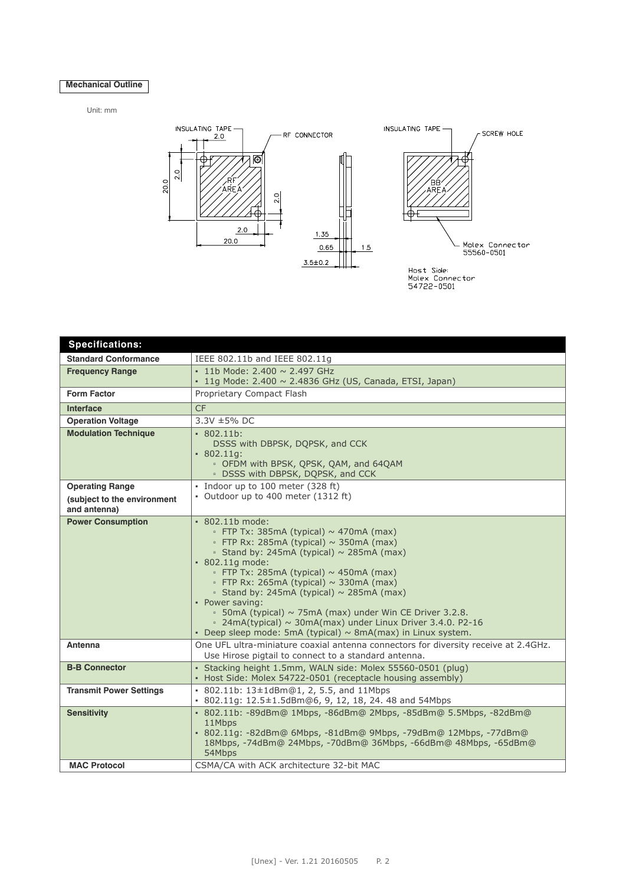**Mechanical Outline**

Unit: mm

INSULATING TAPE

RF CONNECTOR

INSULATING TAPE

SCREW HOLE

RF AREA

BB AREA

Molex Connector 55560-0501

Host Side: Molex Connector 54722-0501

| Specifications: | |
|---|---|
| **Standard Conformance** | IEEE 802.11b and IEEE 802.11g |
| **Frequency Range** | • 11b Mode: 2.400 ~ 2.497 GHz<br>• 11g Mode: 2.400 ~ 2.4836 GHz (US, Canada, ETSI, Japan) |
| **Form Factor** | Proprietary Compact Flash |
| **Interface** | CF |
| **Operation Voltage** | 3.3V ±5% DC |
| **Modulation Technique** | • 802.11b:<br>DSSS with DBPSK, DQPSK, and CCK<br>• 802.11g:<br>▫ OFDM with BPSK, QPSK, QAM, and 64QAM<br>▫ DSSS with DBPSK, DQPSK, and CCK |
| **Operating Range (subject to the environment and antenna)** | • Indoor up to 100 meter (328 ft)<br>• Outdoor up to 400 meter (1312 ft) |
| **Power Consumption** | • 802.11b mode:<br>▫ FTP Tx: 385mA (typical) ~ 470mA (max)<br>▫ FTP Rx: 285mA (typical) ~ 350mA (max)<br>▫ Stand by: 245mA (typical) ~ 285mA (max)<br>• 802.11g mode:<br>▫ FTP Tx: 285mA (typical) ~ 450mA (max)<br>▫ FTP Rx: 265mA (typical) ~ 330mA (max)<br>▫ Stand by: 245mA (typical) ~ 285mA (max)<br>• Power saving:<br>▫ 50mA (typical) ~ 75mA (max) under Win CE Driver 3.2.8.<br>▫ 24mA(typical) ~ 30mA(max) under Linux Driver 3.4.0. P2-16<br>• Deep sleep mode: 5mA (typical) ~ 8mA(max) in Linux system. |
| **Antenna** | One UFL ultra-miniature coaxial antenna connectors for diversity receive at 2.4GHz. Use Hirose pigtail to connect to a standard antenna. |
| **B-B Connector** | • Stacking height 1.5mm, WALN side: Molex 55560-0501 (plug)<br>• Host Side: Molex 54722-0501 (receptacle housing assembly) |
| **Transmit Power Settings** | • 802.11b: 13±1dBm@1, 2, 5.5, and 11Mbps<br>• 802.11g: 12.5±1.5dBm@6, 9, 12, 18, 24. 48 and 54Mbps |
| **Sensitivity** | • 802.11b: -89dBm@ 1Mbps, -86dBm@ 2Mbps, -85dBm@ 5.5Mbps, -82dBm@ 11Mbps<br>• 802.11g: -82dBm@ 6Mbps, -81dBm@ 9Mbps, -79dBm@ 12Mbps, -77dBm@ 18Mbps, -74dBm@ 24Mbps, -70dBm@ 36Mbps, -66dBm@ 48Mbps, -65dBm@ 54Mbps |
| **MAC Protocol** | CSMA/CA with ACK architecture 32-bit MAC |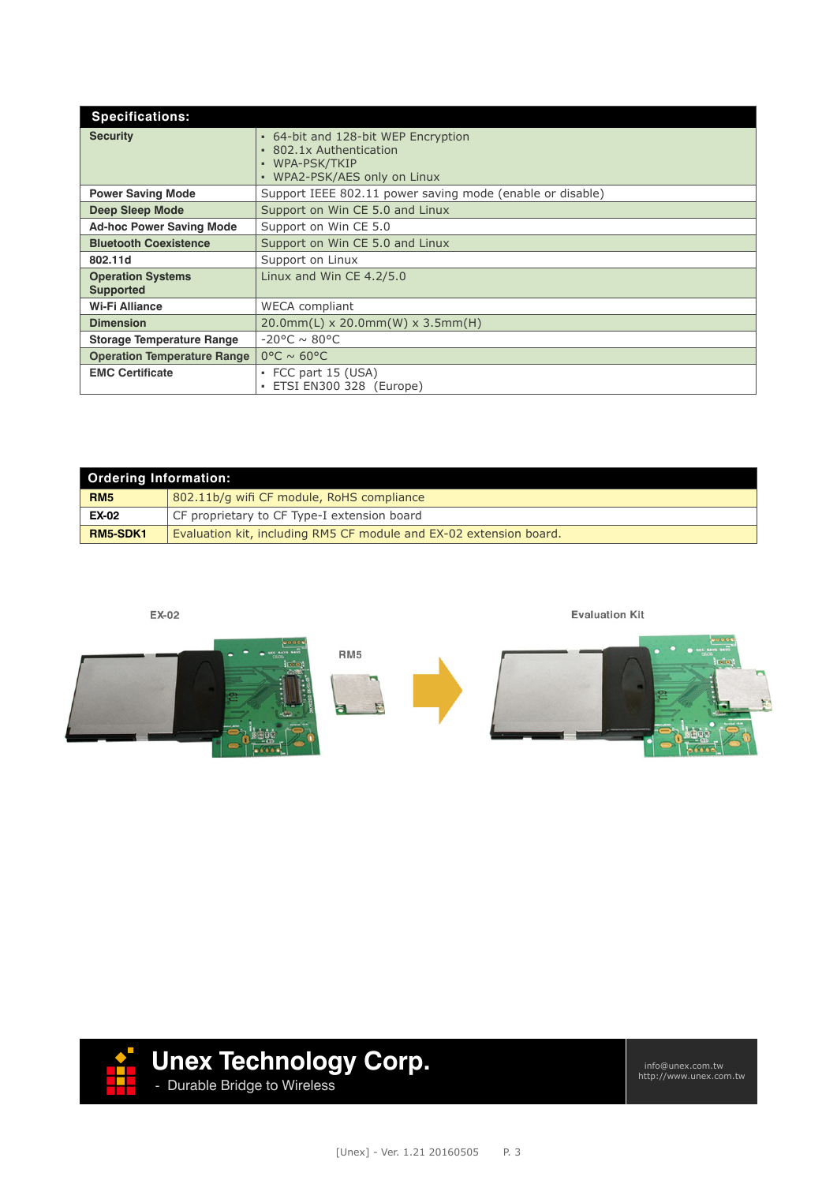## Specifications:

| | |
|---|---|
| **Security** | • 64-bit and 128-bit WEP Encryption<br>• 802.1x Authentication<br>• WPA-PSK/TKIP<br>• WPA2-PSK/AES only on Linux |
| **Power Saving Mode** | Support IEEE 802.11 power saving mode (enable or disable) |
| **Deep Sleep Mode** | Support on Win CE 5.0 and Linux |
| **Ad-hoc Power Saving Mode** | Support on Win CE 5.0 |
| **Bluetooth Coexistence** | Support on Win CE 5.0 and Linux |
| **802.11d** | Support on Linux |
| **Operation Systems Supported** | Linux and Win CE 4.2/5.0 |
| **Wi-Fi Alliance** | WECA compliant |
| **Dimension** | 20.0mm(L) x 20.0mm(W) x 3.5mm(H) |
| **Storage Temperature Range** | -20°C ~ 80°C |
| **Operation Temperature Range** | 0°C ~ 60°C |
| **EMC Certificate** | • FCC part 15 (USA)<br>• ETSI EN300 328 (Europe) |

## Ordering Information:

| | |
|---|---|
| **RM5** | 802.11b/g wifi CF module, RoHS compliance |
| **EX-02** | CF proprietary to CF Type-I extension board |
| **RM5-SDK1** | Evaluation kit, including RM5 CF module and EX-02 extension board. |

EX-02

RM5

Evaluation Kit

**Unex Technology Corp.**

- Durable Bridge to Wireless

info@unex.com.tw
http://www.unex.com.tw

[Unex] - Ver. 1.21 20160505